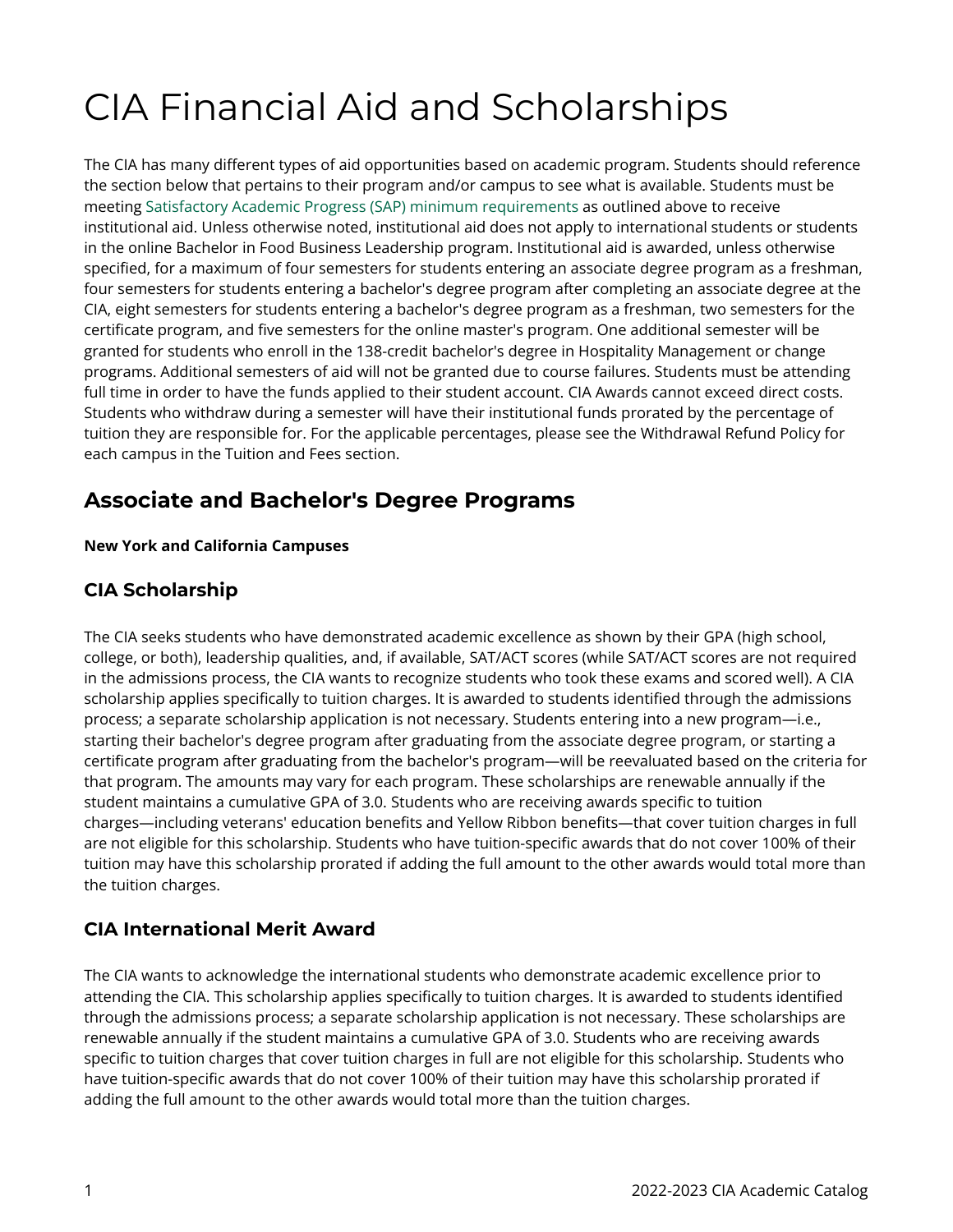# CIA Financial Aid and Scholarships

The CIA has many different types of aid opportunities based on academic program. Students should reference the section below that pertains to their program and/or campus to see what is available. Students must be meeting Satisfactory Academic Progress (SAP) minimum requirements as outlined above to receive institutional aid. Unless otherwise noted, institutional aid does not apply to international students or students in the online Bachelor in Food Business Leadership program. Institutional aid is awarded, unless otherwise specified, for a maximum of four semesters for students entering an associate degree program as a freshman, four semesters for students entering a bachelor's degree program after completing an associate degree at the CIA, eight semesters for students entering a bachelor's degree program as a freshman, two semesters for the certificate program, and five semesters for the online master's program. One additional semester will be granted for students who enroll in the 138-credit bachelor's degree in Hospitality Management or change programs. Additional semesters of aid will not be granted due to course failures. Students must be attending full time in order to have the funds applied to their student account. CIA Awards cannot exceed direct costs. Students who withdraw during a semester will have their institutional funds prorated by the percentage of tuition they are responsible for. For the applicable percentages, please see the Withdrawal Refund Policy for each campus in the Tuition and Fees section.

## Associate and Bachelor's Degree Programs

**New York and California Campuses**

### CIA Scholarship

The CIA seeks students who have demonstrated academic excellence as shown by their GPA (high school, college, or both), leadership qualities, and, if available, SAT/ACT scores (while SAT/ACT scores are not required in the admissions process, the CIA wants to recognize students who took these exams and scored well). A CIA scholarship applies specifically to tuition charges. It is awarded to students identified through the admissions process; a separate scholarship application is not necessary. Students entering into a new program—i.e., starting their bachelor's degree program after graduating from the associate degree program, or starting a certificate program after graduating from the bachelor's program—will be reevaluated based on the criteria for that program. The amounts may vary for each program. These scholarships are renewable annually if the student maintains a cumulative GPA of 3.0. Students who are receiving awards specific to tuition charges—including veterans' education benefits and Yellow Ribbon benefits—that cover tuition charges in full are not eligible for this scholarship. Students who have tuition-specific awards that do not cover 100% of their tuition may have this scholarship prorated if adding the full amount to the other awards would total more than the tuition charges.

### CIA International Merit Award

The CIA wants to acknowledge the international students who demonstrate academic excellence prior to attending the CIA. This scholarship applies specifically to tuition charges. It is awarded to students identified through the admissions process; a separate scholarship application is not necessary. These scholarships are renewable annually if the student maintains a cumulative GPA of 3.0. Students who are receiving awards specific to tuition charges that cover tuition charges in full are not eligible for this scholarship. Students who have tuition-specific awards that do not cover 100% of their tuition may have this scholarship prorated if adding the full amount to the other awards would total more than the tuition charges.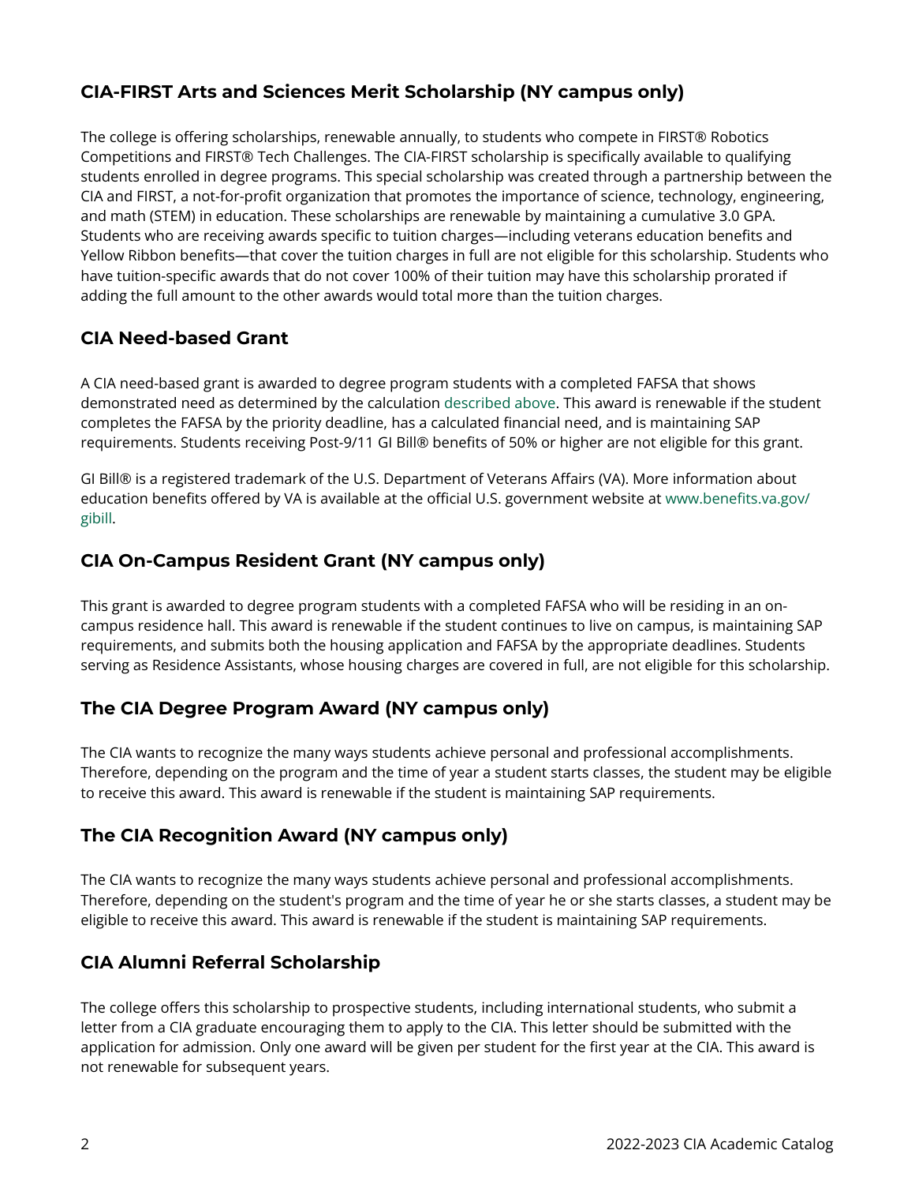### CIA-FIRST Arts and Sciences Merit Scholarship (NY campus only)

The college is offering scholarships, renewable annually, to students who compete in FIRST® Robotics Competitions and FIRST® Tech Challenges. The CIA-FIRST scholarship is specifically available to qualifying students enrolled in degree programs. This special scholarship was created through a partnership between the CIA and FIRST, a not-for-profit organization that promotes the importance of science, technology, engineering, and math (STEM) in education. These scholarships are renewable by maintaining a cumulative 3.0 GPA. Students who are receiving awards specific to tuition charges—including veterans education benefits and Yellow Ribbon benefits—that cover the tuition charges in full are not eligible for this scholarship. Students who have tuition-specific awards that do not cover 100% of their tuition may have this scholarship prorated if adding the full amount to the other awards would total more than the tuition charges.

### CIA Need-based Grant

A CIA need-based grant is awarded to degree program students with a completed FAFSA that shows demonstrated need as determined by the calculation described above. This award is renewable if the student completes the FAFSA by the priority deadline, has a calculated financial need, and is maintaining SAP requirements. Students receiving Post-9/11 GI Bill® benefits of 50% or higher are not eligible for this grant.

GI Bill® is a registered trademark of the U.S. Department of Veterans Affairs (VA). More information about education benefits offered by VA is available at the official U.S. government website at www.benefits.va.gov/gibill.

### CIA On-Campus Resident Grant (NY campus only)

This grant is awarded to degree program students with a completed FAFSA who will be residing in an on-campus residence hall. This award is renewable if the student continues to live on campus, is maintaining SAP requirements, and submits both the housing application and FAFSA by the appropriate deadlines. Students serving as Residence Assistants, whose housing charges are covered in full, are not eligible for this scholarship.

### The CIA Degree Program Award (NY campus only)

The CIA wants to recognize the many ways students achieve personal and professional accomplishments. Therefore, depending on the program and the time of year a student starts classes, the student may be eligible to receive this award. This award is renewable if the student is maintaining SAP requirements.

### The CIA Recognition Award (NY campus only)

The CIA wants to recognize the many ways students achieve personal and professional accomplishments. Therefore, depending on the student's program and the time of year he or she starts classes, a student may be eligible to receive this award. This award is renewable if the student is maintaining SAP requirements.

### CIA Alumni Referral Scholarship

The college offers this scholarship to prospective students, including international students, who submit a letter from a CIA graduate encouraging them to apply to the CIA. This letter should be submitted with the application for admission. Only one award will be given per student for the first year at the CIA. This award is not renewable for subsequent years.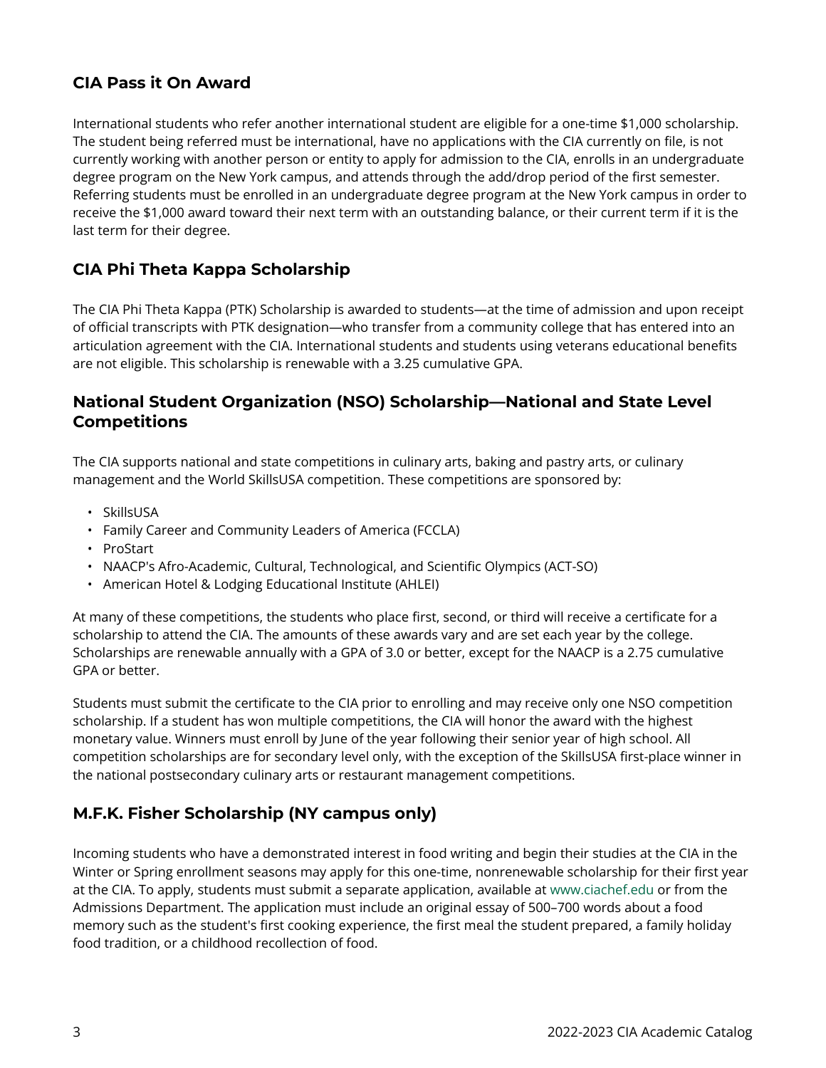## CIA Pass it On Award

International students who refer another international student are eligible for a one-time $1,000 scholarship. The student being referred must be international, have no applications with the CIA currently on file, is not currently working with another person or entity to apply for admission to the CIA, enrolls in an undergraduate degree program on the New York campus, and attends through the add/drop period of the first semester. Referring students must be enrolled in an undergraduate degree program at the New York campus in order to receive the $1,000 award toward their next term with an outstanding balance, or their current term if it is the last term for their degree.

## CIA Phi Theta Kappa Scholarship

The CIA Phi Theta Kappa (PTK) Scholarship is awarded to students—at the time of admission and upon receipt of official transcripts with PTK designation—who transfer from a community college that has entered into an articulation agreement with the CIA. International students and students using veterans educational benefits are not eligible. This scholarship is renewable with a 3.25 cumulative GPA.

## National Student Organization (NSO) Scholarship—National and State Level Competitions

The CIA supports national and state competitions in culinary arts, baking and pastry arts, or culinary management and the World SkillsUSA competition. These competitions are sponsored by:

- SkillsUSA
- Family Career and Community Leaders of America (FCCLA)
- ProStart
- NAACP's Afro-Academic, Cultural, Technological, and Scientific Olympics (ACT-SO)
- American Hotel & Lodging Educational Institute (AHLEI)

At many of these competitions, the students who place first, second, or third will receive a certificate for a scholarship to attend the CIA. The amounts of these awards vary and are set each year by the college. Scholarships are renewable annually with a GPA of 3.0 or better, except for the NAACP is a 2.75 cumulative GPA or better.

Students must submit the certificate to the CIA prior to enrolling and may receive only one NSO competition scholarship. If a student has won multiple competitions, the CIA will honor the award with the highest monetary value. Winners must enroll by June of the year following their senior year of high school. All competition scholarships are for secondary level only, with the exception of the SkillsUSA first-place winner in the national postsecondary culinary arts or restaurant management competitions.

## M.F.K. Fisher Scholarship (NY campus only)

Incoming students who have a demonstrated interest in food writing and begin their studies at the CIA in the Winter or Spring enrollment seasons may apply for this one-time, nonrenewable scholarship for their first year at the CIA. To apply, students must submit a separate application, available at www.ciachef.edu or from the Admissions Department. The application must include an original essay of 500–700 words about a food memory such as the student's first cooking experience, the first meal the student prepared, a family holiday food tradition, or a childhood recollection of food.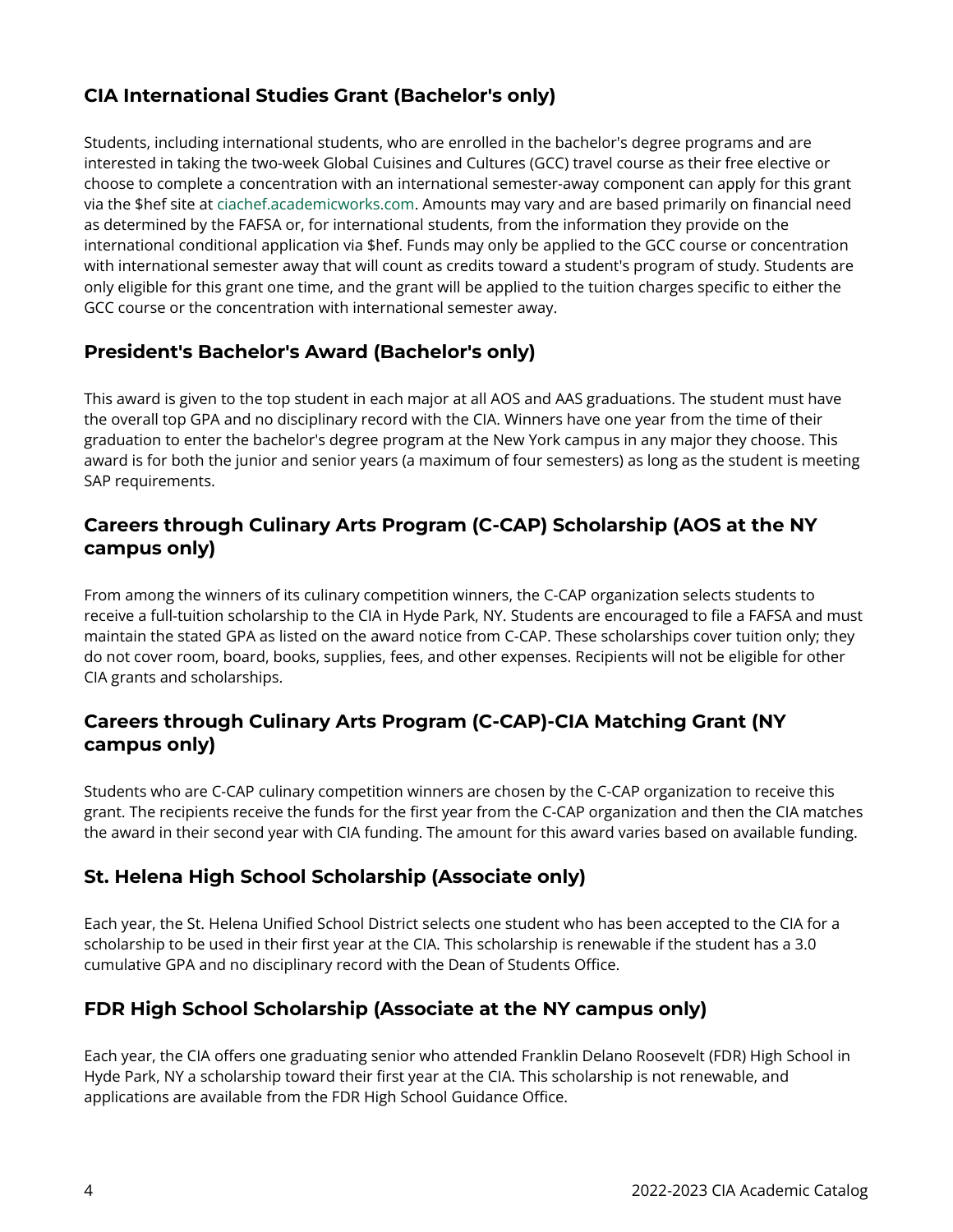### CIA International Studies Grant (Bachelor's only)

Students, including international students, who are enrolled in the bachelor's degree programs and are interested in taking the two-week Global Cuisines and Cultures (GCC) travel course as their free elective or choose to complete a concentration with an international semester-away component can apply for this grant via the $hef site at ciachef.academicworks.com. Amounts may vary and are based primarily on financial need as determined by the FAFSA or, for international students, from the information they provide on the international conditional application via $hef. Funds may only be applied to the GCC course or concentration with international semester away that will count as credits toward a student's program of study. Students are only eligible for this grant one time, and the grant will be applied to the tuition charges specific to either the GCC course or the concentration with international semester away.

### President's Bachelor's Award (Bachelor's only)

This award is given to the top student in each major at all AOS and AAS graduations. The student must have the overall top GPA and no disciplinary record with the CIA. Winners have one year from the time of their graduation to enter the bachelor's degree program at the New York campus in any major they choose. This award is for both the junior and senior years (a maximum of four semesters) as long as the student is meeting SAP requirements.

### Careers through Culinary Arts Program (C-CAP) Scholarship (AOS at the NY campus only)

From among the winners of its culinary competition winners, the C-CAP organization selects students to receive a full-tuition scholarship to the CIA in Hyde Park, NY. Students are encouraged to file a FAFSA and must maintain the stated GPA as listed on the award notice from C-CAP. These scholarships cover tuition only; they do not cover room, board, books, supplies, fees, and other expenses. Recipients will not be eligible for other CIA grants and scholarships.

### Careers through Culinary Arts Program (C-CAP)-CIA Matching Grant (NY campus only)

Students who are C-CAP culinary competition winners are chosen by the C-CAP organization to receive this grant. The recipients receive the funds for the first year from the C-CAP organization and then the CIA matches the award in their second year with CIA funding. The amount for this award varies based on available funding.

### St. Helena High School Scholarship (Associate only)

Each year, the St. Helena Unified School District selects one student who has been accepted to the CIA for a scholarship to be used in their first year at the CIA. This scholarship is renewable if the student has a 3.0 cumulative GPA and no disciplinary record with the Dean of Students Office.

### FDR High School Scholarship (Associate at the NY campus only)

Each year, the CIA offers one graduating senior who attended Franklin Delano Roosevelt (FDR) High School in Hyde Park, NY a scholarship toward their first year at the CIA. This scholarship is not renewable, and applications are available from the FDR High School Guidance Office.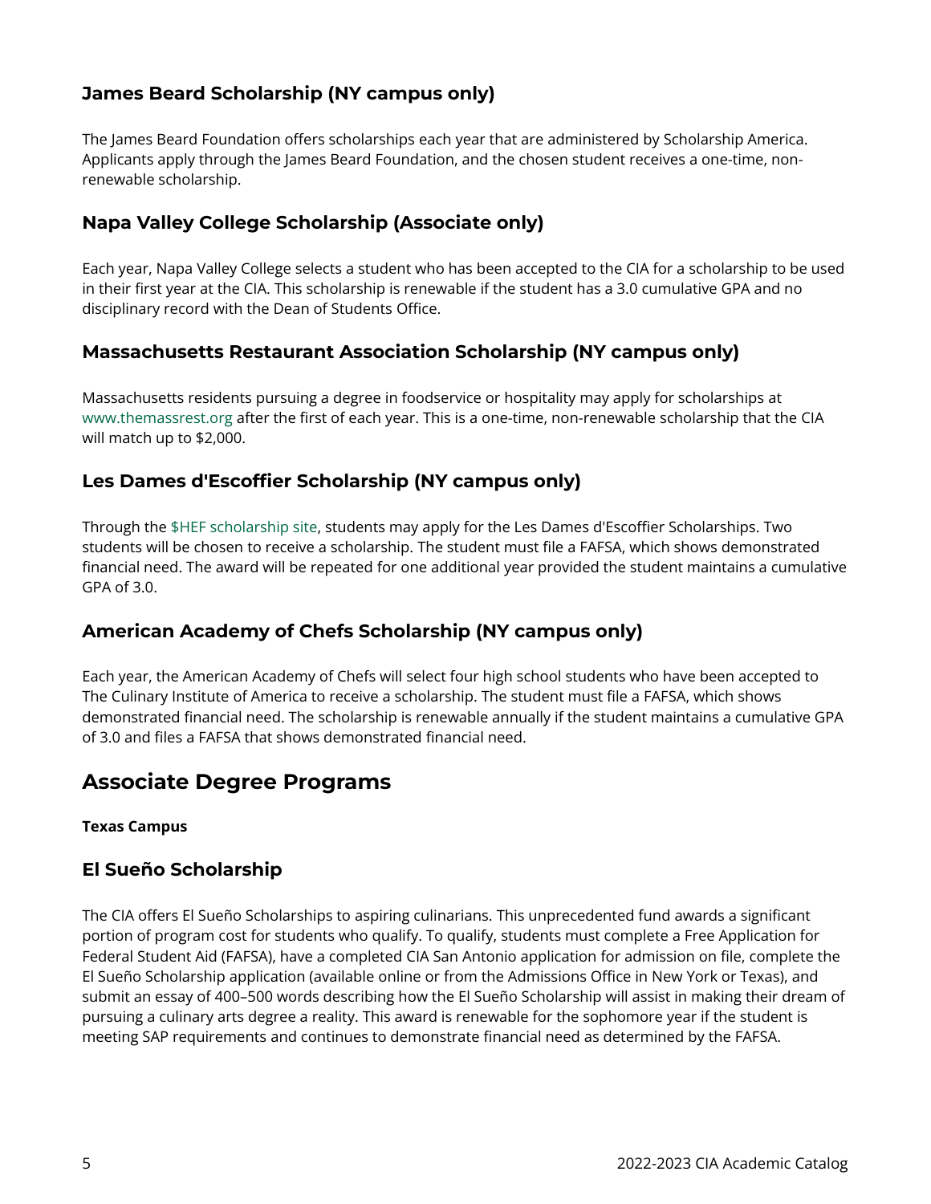### James Beard Scholarship (NY campus only)

The James Beard Foundation offers scholarships each year that are administered by Scholarship America. Applicants apply through the James Beard Foundation, and the chosen student receives a one-time, non-renewable scholarship.

### Napa Valley College Scholarship (Associate only)

Each year, Napa Valley College selects a student who has been accepted to the CIA for a scholarship to be used in their first year at the CIA. This scholarship is renewable if the student has a 3.0 cumulative GPA and no disciplinary record with the Dean of Students Office.

### Massachusetts Restaurant Association Scholarship (NY campus only)

Massachusetts residents pursuing a degree in foodservice or hospitality may apply for scholarships at www.themassrest.org after the first of each year. This is a one-time, non-renewable scholarship that the CIA will match up to $2,000.

### Les Dames d'Escoffier Scholarship (NY campus only)

Through the $HEF scholarship site, students may apply for the Les Dames d'Escoffier Scholarships. Two students will be chosen to receive a scholarship. The student must file a FAFSA, which shows demonstrated financial need. The award will be repeated for one additional year provided the student maintains a cumulative GPA of 3.0.

### American Academy of Chefs Scholarship (NY campus only)

Each year, the American Academy of Chefs will select four high school students who have been accepted to The Culinary Institute of America to receive a scholarship. The student must file a FAFSA, which shows demonstrated financial need. The scholarship is renewable annually if the student maintains a cumulative GPA of 3.0 and files a FAFSA that shows demonstrated financial need.

## Associate Degree Programs

**Texas Campus**

### El Sueño Scholarship

The CIA offers El Sueño Scholarships to aspiring culinarians. This unprecedented fund awards a significant portion of program cost for students who qualify. To qualify, students must complete a Free Application for Federal Student Aid (FAFSA), have a completed CIA San Antonio application for admission on file, complete the El Sueño Scholarship application (available online or from the Admissions Office in New York or Texas), and submit an essay of 400–500 words describing how the El Sueño Scholarship will assist in making their dream of pursuing a culinary arts degree a reality. This award is renewable for the sophomore year if the student is meeting SAP requirements and continues to demonstrate financial need as determined by the FAFSA.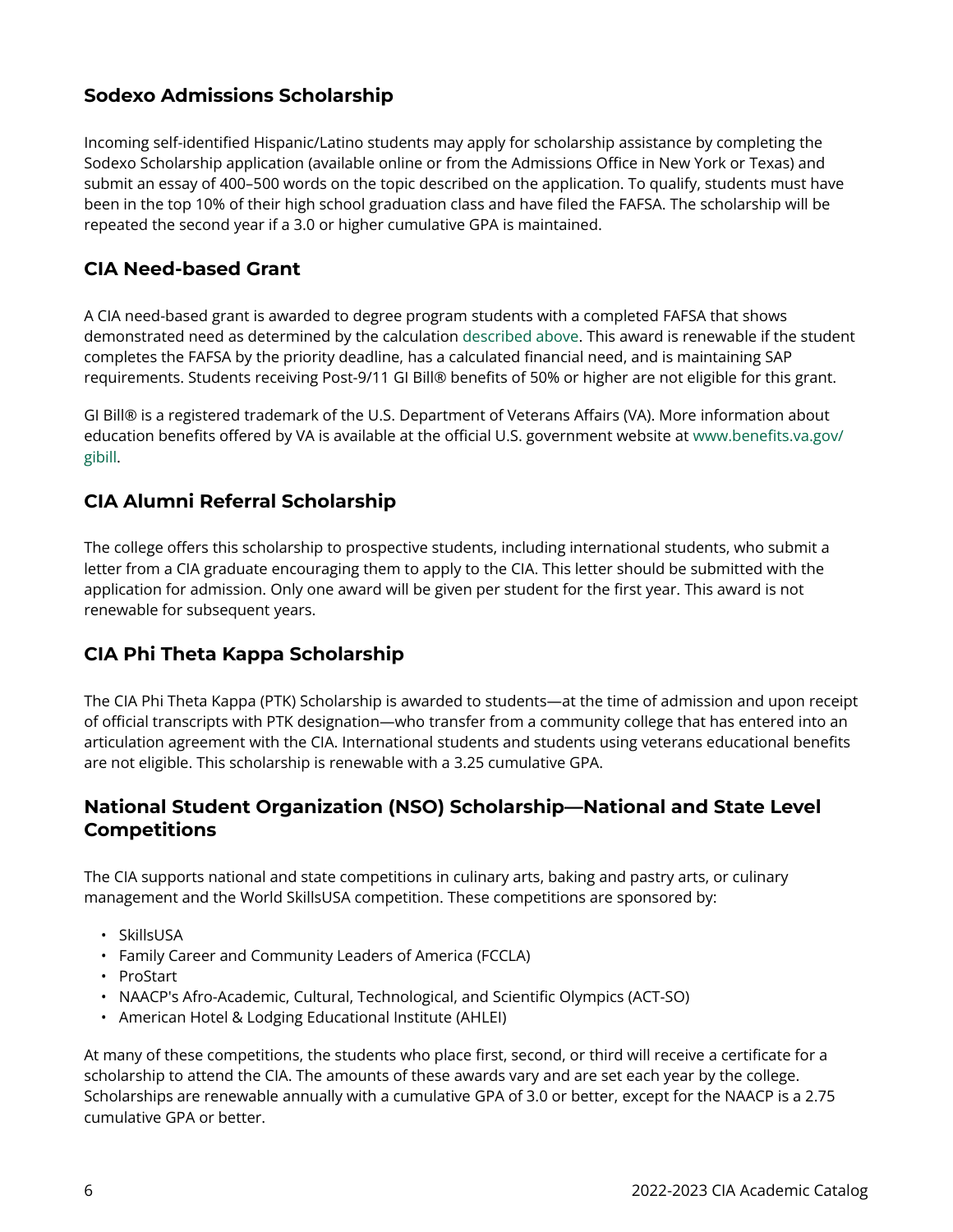## Sodexo Admissions Scholarship

Incoming self-identified Hispanic/Latino students may apply for scholarship assistance by completing the Sodexo Scholarship application (available online or from the Admissions Office in New York or Texas) and submit an essay of 400–500 words on the topic described on the application. To qualify, students must have been in the top 10% of their high school graduation class and have filed the FAFSA. The scholarship will be repeated the second year if a 3.0 or higher cumulative GPA is maintained.

## CIA Need-based Grant

A CIA need-based grant is awarded to degree program students with a completed FAFSA that shows demonstrated need as determined by the calculation described above. This award is renewable if the student completes the FAFSA by the priority deadline, has a calculated financial need, and is maintaining SAP requirements. Students receiving Post-9/11 GI Bill® benefits of 50% or higher are not eligible for this grant.

GI Bill® is a registered trademark of the U.S. Department of Veterans Affairs (VA). More information about education benefits offered by VA is available at the official U.S. government website at www.benefits.va.gov/gibill.

## CIA Alumni Referral Scholarship

The college offers this scholarship to prospective students, including international students, who submit a letter from a CIA graduate encouraging them to apply to the CIA. This letter should be submitted with the application for admission. Only one award will be given per student for the first year. This award is not renewable for subsequent years.

## CIA Phi Theta Kappa Scholarship

The CIA Phi Theta Kappa (PTK) Scholarship is awarded to students—at the time of admission and upon receipt of official transcripts with PTK designation—who transfer from a community college that has entered into an articulation agreement with the CIA. International students and students using veterans educational benefits are not eligible. This scholarship is renewable with a 3.25 cumulative GPA.

## National Student Organization (NSO) Scholarship—National and State Level Competitions

The CIA supports national and state competitions in culinary arts, baking and pastry arts, or culinary management and the World SkillsUSA competition. These competitions are sponsored by:

- SkillsUSA
- Family Career and Community Leaders of America (FCCLA)
- ProStart
- NAACP's Afro-Academic, Cultural, Technological, and Scientific Olympics (ACT-SO)
- American Hotel & Lodging Educational Institute (AHLEI)

At many of these competitions, the students who place first, second, or third will receive a certificate for a scholarship to attend the CIA. The amounts of these awards vary and are set each year by the college. Scholarships are renewable annually with a cumulative GPA of 3.0 or better, except for the NAACP is a 2.75 cumulative GPA or better.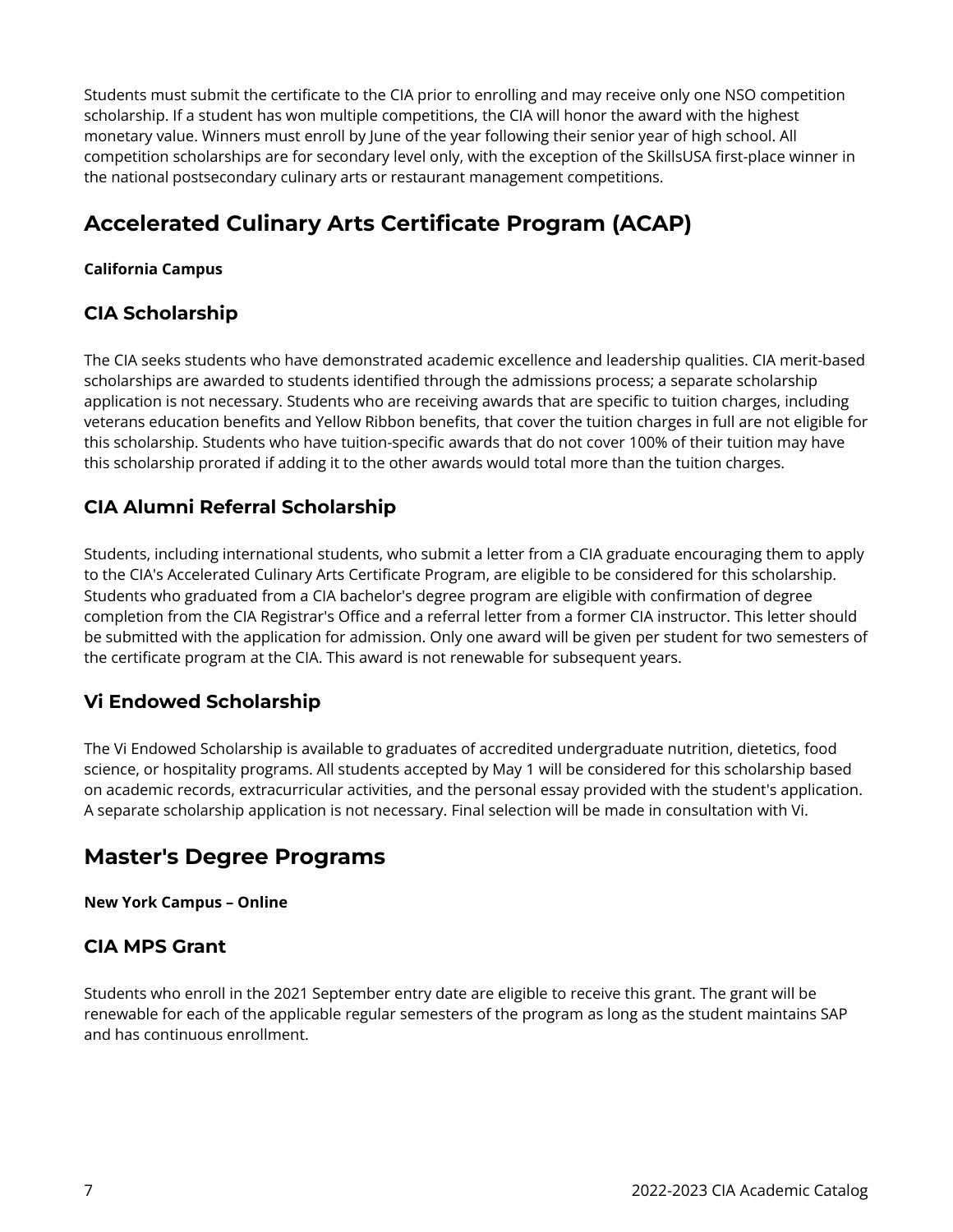Students must submit the certificate to the CIA prior to enrolling and may receive only one NSO competition scholarship. If a student has won multiple competitions, the CIA will honor the award with the highest monetary value. Winners must enroll by June of the year following their senior year of high school. All competition scholarships are for secondary level only, with the exception of the SkillsUSA first-place winner in the national postsecondary culinary arts or restaurant management competitions.

## Accelerated Culinary Arts Certificate Program (ACAP)

**California Campus**

### CIA Scholarship

The CIA seeks students who have demonstrated academic excellence and leadership qualities. CIA merit-based scholarships are awarded to students identified through the admissions process; a separate scholarship application is not necessary. Students who are receiving awards that are specific to tuition charges, including veterans education benefits and Yellow Ribbon benefits, that cover the tuition charges in full are not eligible for this scholarship. Students who have tuition-specific awards that do not cover 100% of their tuition may have this scholarship prorated if adding it to the other awards would total more than the tuition charges.

### CIA Alumni Referral Scholarship

Students, including international students, who submit a letter from a CIA graduate encouraging them to apply to the CIA's Accelerated Culinary Arts Certificate Program, are eligible to be considered for this scholarship. Students who graduated from a CIA bachelor's degree program are eligible with confirmation of degree completion from the CIA Registrar's Office and a referral letter from a former CIA instructor. This letter should be submitted with the application for admission. Only one award will be given per student for two semesters of the certificate program at the CIA. This award is not renewable for subsequent years.

### Vi Endowed Scholarship

The Vi Endowed Scholarship is available to graduates of accredited undergraduate nutrition, dietetics, food science, or hospitality programs. All students accepted by May 1 will be considered for this scholarship based on academic records, extracurricular activities, and the personal essay provided with the student's application. A separate scholarship application is not necessary. Final selection will be made in consultation with Vi.

## Master's Degree Programs

**New York Campus – Online**

### CIA MPS Grant

Students who enroll in the 2021 September entry date are eligible to receive this grant. The grant will be renewable for each of the applicable regular semesters of the program as long as the student maintains SAP and has continuous enrollment.